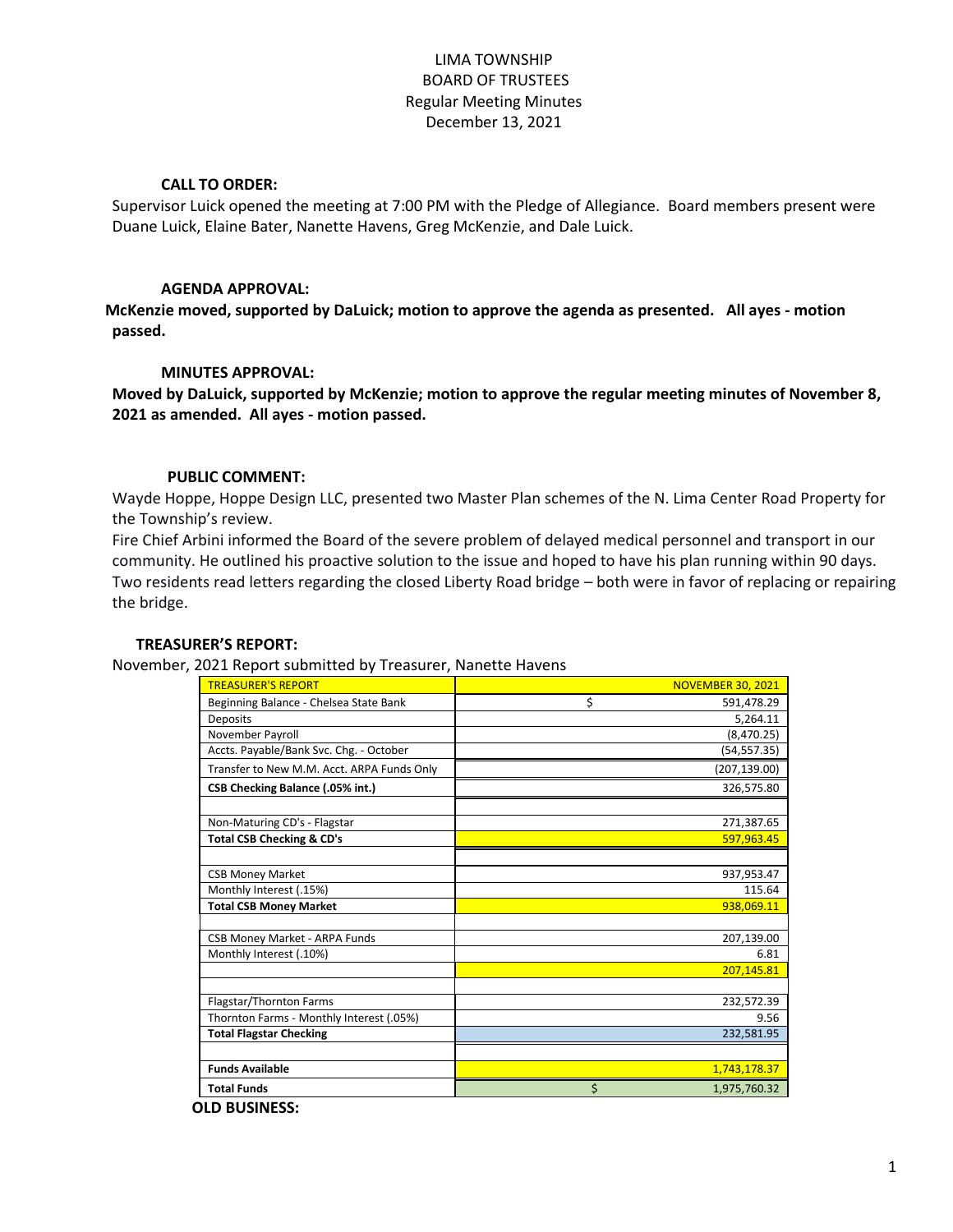# LIMA TOWNSHIP
## BOARD OF TRUSTEES
### Regular Meeting Minutes
### December 13, 2021

**CALL TO ORDER:**

Supervisor Luick opened the meeting at 7:00 PM with the Pledge of Allegiance. Board members present were Duane Luick, Elaine Bater, Nanette Havens, Greg McKenzie, and Dale Luick.

**AGENDA APPROVAL:**

**McKenzie moved, supported by DaLuick; motion to approve the agenda as presented. All ayes - motion passed.**

**MINUTES APPROVAL:**

**Moved by DaLuick, supported by McKenzie; motion to approve the regular meeting minutes of November 8, 2021 as amended. All ayes - motion passed.**

**PUBLIC COMMENT:**

Wayde Hoppe, Hoppe Design LLC, presented two Master Plan schemes of the N. Lima Center Road Property for the Township's review.

Fire Chief Arbini informed the Board of the severe problem of delayed medical personnel and transport in our community. He outlined his proactive solution to the issue and hoped to have his plan running within 90 days.

Two residents read letters regarding the closed Liberty Road bridge – both were in favor of replacing or repairing the bridge.

**TREASURER'S REPORT:**

November, 2021 Report submitted by Treasurer, Nanette Havens

| TREASURER'S REPORT | NOVEMBER 30, 2021 |
|---|---|
| Beginning Balance - Chelsea State Bank | $ 591,478.29 |
| Deposits | 5,264.11 |
| November Payroll | (8,470.25) |
| Accts. Payable/Bank Svc. Chg. - October | (54,557.35) |
| Transfer to New M.M. Acct. ARPA Funds Only | (207,139.00) |
| **CSB Checking Balance (.05% int.)** | 326,575.80 |
| | |
| Non-Maturing CD's - Flagstar | 271,387.65 |
| **Total CSB Checking & CD's** | 597,963.45 |
| | |
| CSB Money Market | 937,953.47 |
| Monthly Interest (.15%) | 115.64 |
| **Total CSB Money Market** | 938,069.11 |
| | |
| CSB Money Market - ARPA Funds | 207,139.00 |
| Monthly Interest (.10%) | 6.81 |
| | 207,145.81 |
| | |
| Flagstar/Thornton Farms | 232,572.39 |
| Thornton Farms - Monthly Interest (.05%) | 9.56 |
| **Total Flagstar Checking** | 232,581.95 |
| | |
| **Funds Available** | 1,743,178.37 |
| **Total Funds** | $ 1,975,760.32 |

**OLD BUSINESS:**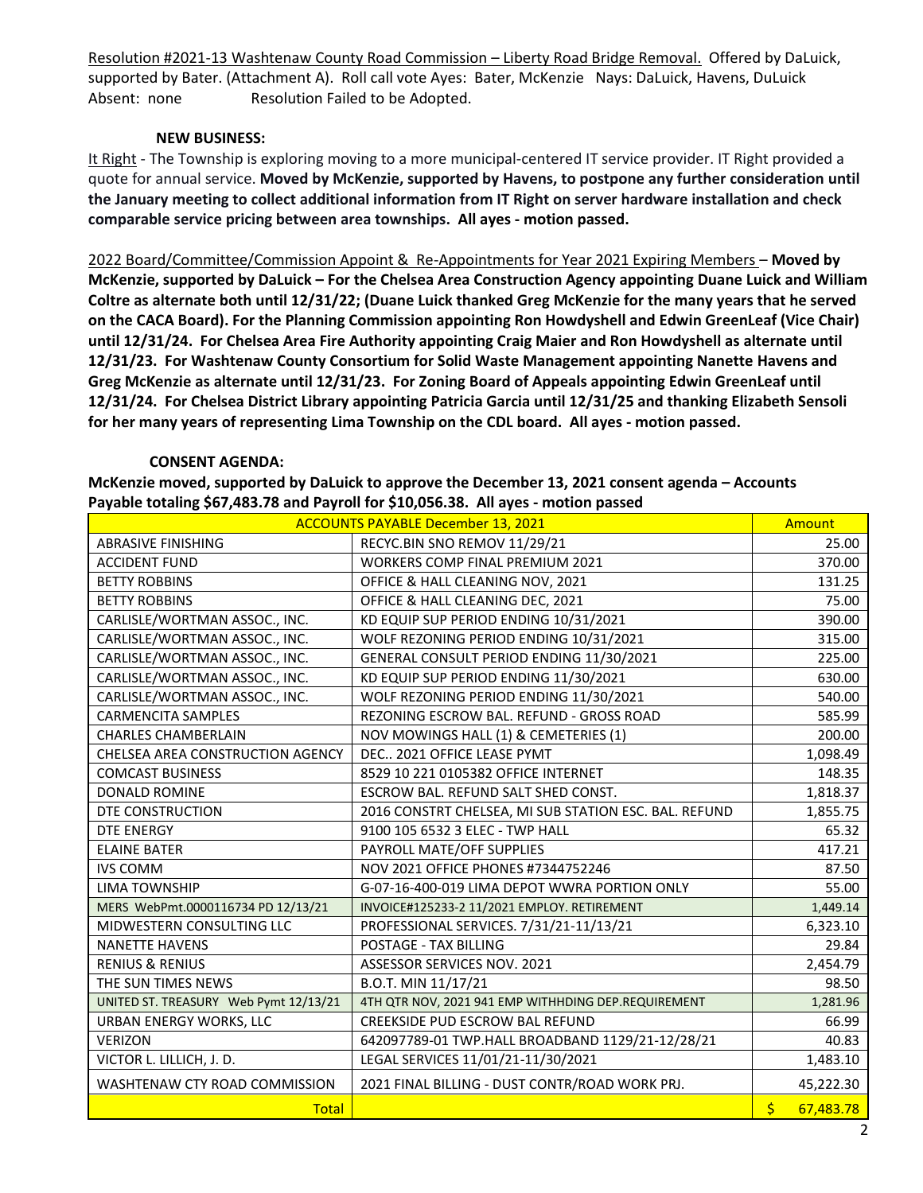Resolution #2021-13 Washtenaw County Road Commission – Liberty Road Bridge Removal. Offered by DaLuick, supported by Bater. (Attachment A). Roll call vote Ayes: Bater, McKenzie Nays: DaLuick, Havens, DuLuick Absent: none Resolution Failed to be Adopted.

**NEW BUSINESS:**

It Right - The Township is exploring moving to a more municipal-centered IT service provider. IT Right provided a quote for annual service. **Moved by McKenzie, supported by Havens, to postpone any further consideration until the January meeting to collect additional information from IT Right on server hardware installation and check comparable service pricing between area townships. All ayes - motion passed.**

2022 Board/Committee/Commission Appoint & Re-Appointments for Year 2021 Expiring Members – **Moved by McKenzie, supported by DaLuick – For the Chelsea Area Construction Agency appointing Duane Luick and William Coltre as alternate both until 12/31/22; (Duane Luick thanked Greg McKenzie for the many years that he served on the CACA Board). For the Planning Commission appointing Ron Howdyshell and Edwin GreenLeaf (Vice Chair) until 12/31/24. For Chelsea Area Fire Authority appointing Craig Maier and Ron Howdyshell as alternate until 12/31/23. For Washtenaw County Consortium for Solid Waste Management appointing Nanette Havens and Greg McKenzie as alternate until 12/31/23. For Zoning Board of Appeals appointing Edwin GreenLeaf until 12/31/24. For Chelsea District Library appointing Patricia Garcia until 12/31/25 and thanking Elizabeth Sensoli for her many years of representing Lima Township on the CDL board. All ayes - motion passed.**

**CONSENT AGENDA:**

**McKenzie moved, supported by DaLuick to approve the December 13, 2021 consent agenda – Accounts Payable totaling $67,483.78 and Payroll for $10,056.38. All ayes - motion passed**

| ACCOUNTS PAYABLE December 13, 2021 | | Amount |
|---|---|---|
| ABRASIVE FINISHING | RECYC.BIN SNO REMOV 11/29/21 | 25.00 |
| ACCIDENT FUND | WORKERS COMP FINAL PREMIUM 2021 | 370.00 |
| BETTY ROBBINS | OFFICE & HALL CLEANING NOV, 2021 | 131.25 |
| BETTY ROBBINS | OFFICE & HALL CLEANING DEC, 2021 | 75.00 |
| CARLISLE/WORTMAN ASSOC., INC. | KD EQUIP SUP PERIOD ENDING 10/31/2021 | 390.00 |
| CARLISLE/WORTMAN ASSOC., INC. | WOLF REZONING PERIOD ENDING 10/31/2021 | 315.00 |
| CARLISLE/WORTMAN ASSOC., INC. | GENERAL CONSULT PERIOD ENDING 11/30/2021 | 225.00 |
| CARLISLE/WORTMAN ASSOC., INC. | KD EQUIP SUP PERIOD ENDING 11/30/2021 | 630.00 |
| CARLISLE/WORTMAN ASSOC., INC. | WOLF REZONING PERIOD ENDING 11/30/2021 | 540.00 |
| CARMENCITA SAMPLES | REZONING ESCROW BAL. REFUND - GROSS ROAD | 585.99 |
| CHARLES CHAMBERLAIN | NOV MOWINGS HALL (1) & CEMETERIES (1) | 200.00 |
| CHELSEA AREA CONSTRUCTION AGENCY | DEC.. 2021 OFFICE LEASE PYMT | 1,098.49 |
| COMCAST BUSINESS | 8529 10 221 0105382 OFFICE INTERNET | 148.35 |
| DONALD ROMINE | ESCROW BAL. REFUND SALT SHED CONST. | 1,818.37 |
| DTE CONSTRUCTION | 2016 CONSTRT CHELSEA, MI SUB STATION ESC. BAL. REFUND | 1,855.75 |
| DTE ENERGY | 9100 105 6532 3 ELEC - TWP HALL | 65.32 |
| ELAINE BATER | PAYROLL MATE/OFF SUPPLIES | 417.21 |
| IVS COMM | NOV 2021 OFFICE PHONES #7344752246 | 87.50 |
| LIMA TOWNSHIP | G-07-16-400-019 LIMA DEPOT WWRA PORTION ONLY | 55.00 |
| MERS WebPmt.0000116734 PD 12/13/21 | INVOICE#125233-2 11/2021 EMPLOY. RETIREMENT | 1,449.14 |
| MIDWESTERN CONSULTING LLC | PROFESSIONAL SERVICES. 7/31/21-11/13/21 | 6,323.10 |
| NANETTE HAVENS | POSTAGE - TAX BILLING | 29.84 |
| RENIUS & RENIUS | ASSESSOR SERVICES NOV. 2021 | 2,454.79 |
| THE SUN TIMES NEWS | B.O.T. MIN 11/17/21 | 98.50 |
| UNITED ST. TREASURY Web Pymt 12/13/21 | 4TH QTR NOV, 2021 941 EMP WITHHDING DEP.REQUIREMENT | 1,281.96 |
| URBAN ENERGY WORKS, LLC | CREEKSIDE PUD ESCROW BAL REFUND | 66.99 |
| VERIZON | 642097789-01 TWP.HALL BROADBAND 1129/21-12/28/21 | 40.83 |
| VICTOR L. LILLICH, J. D. | LEGAL SERVICES 11/01/21-11/30/2021 | 1,483.10 |
| WASHTENAW CTY ROAD COMMISSION | 2021 FINAL BILLING - DUST CONTR/ROAD WORK PRJ. | 45,222.30 |
| Total | | $ 67,483.78 |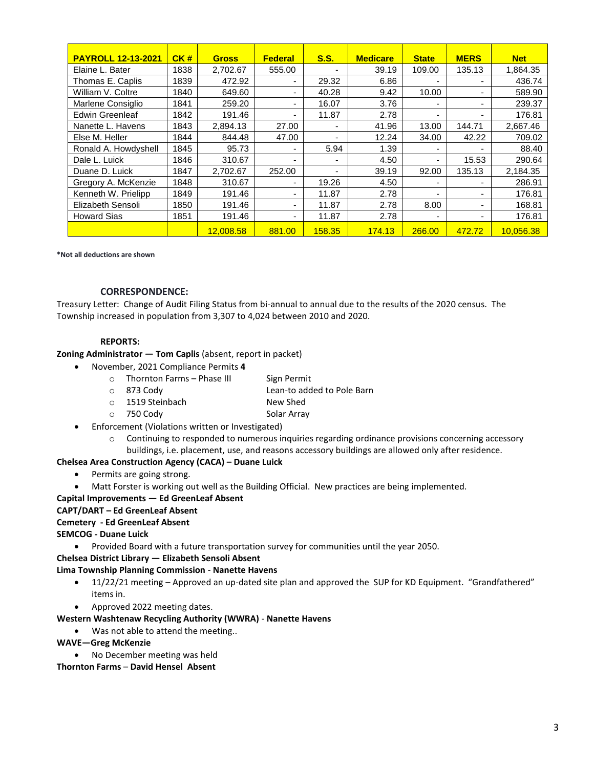| PAYROLL 12-13-2021 | CK # | Gross | Federal | S.S. | Medicare | State | MERS | Net |
|---|---|---|---|---|---|---|---|---|
| Elaine L. Bater | 1838 | 2,702.67 | 555.00 | - | 39.19 | 109.00 | 135.13 | 1,864.35 |
| Thomas E. Caplis | 1839 | 472.92 | - | 29.32 | 6.86 | - | - | 436.74 |
| William V. Coltre | 1840 | 649.60 | - | 40.28 | 9.42 | 10.00 | - | 589.90 |
| Marlene Consiglio | 1841 | 259.20 | - | 16.07 | 3.76 | - | - | 239.37 |
| Edwin Greenleaf | 1842 | 191.46 | - | 11.87 | 2.78 | - | - | 176.81 |
| Nanette L. Havens | 1843 | 2,894.13 | 27.00 | - | 41.96 | 13.00 | 144.71 | 2,667.46 |
| Else M. Heller | 1844 | 844.48 | 47.00 | - | 12.24 | 34.00 | 42.22 | 709.02 |
| Ronald A. Howdyshell | 1845 | 95.73 | - | 5.94 | 1.39 | - | - | 88.40 |
| Dale L. Luick | 1846 | 310.67 | - | - | 4.50 | - | 15.53 | 290.64 |
| Duane D. Luick | 1847 | 2,702.67 | 252.00 | - | 39.19 | 92.00 | 135.13 | 2,184.35 |
| Gregory A. McKenzie | 1848 | 310.67 | - | 19.26 | 4.50 | - | - | 286.91 |
| Kenneth W. Prielipp | 1849 | 191.46 | - | 11.87 | 2.78 | - | - | 176.81 |
| Elizabeth Sensoli | 1850 | 191.46 | - | 11.87 | 2.78 | 8.00 | - | 168.81 |
| Howard Sias | 1851 | 191.46 | - | 11.87 | 2.78 | - | - | 176.81 |
| | | 12,008.58 | 881.00 | 158.35 | 174.13 | 266.00 | 472.72 | 10,056.38 |

**\*Not all deductions are shown**

**CORRESPONDENCE:**

Treasury Letter: Change of Audit Filing Status from bi-annual to annual due to the results of the 2020 census. The Township increased in population from 3,307 to 4,024 between 2010 and 2020.

**REPORTS:**

**Zoning Administrator — Tom Caplis** (absent, report in packet)

- November, 2021 Compliance Permits **4**
  - Thornton Farms – Phase III — Sign Permit
  - 873 Cody — Lean-to added to Pole Barn
  - 1519 Steinbach — New Shed
  - 750 Cody — Solar Array
- Enforcement (Violations written or Investigated)
  - Continuing to responded to numerous inquiries regarding ordinance provisions concerning accessory buildings, i.e. placement, use, and reasons accessory buildings are allowed only after residence.

**Chelsea Area Construction Agency (CACA) – Duane Luick**

- Permits are going strong.
- Matt Forster is working out well as the Building Official. New practices are being implemented.

**Capital Improvements — Ed GreenLeaf Absent**

**CAPT/DART – Ed GreenLeaf Absent**

**Cemetery - Ed GreenLeaf Absent**

**SEMCOG - Duane Luick**

- Provided Board with a future transportation survey for communities until the year 2050.

**Chelsea District Library — Elizabeth Sensoli Absent**

**Lima Township Planning Commission - Nanette Havens**

- 11/22/21 meeting – Approved an up-dated site plan and approved the SUP for KD Equipment. "Grandfathered" items in.
- Approved 2022 meeting dates.

**Western Washtenaw Recycling Authority (WWRA) - Nanette Havens**

- Was not able to attend the meeting..

**WAVE—Greg McKenzie**

- No December meeting was held

**Thornton Farms – David Hensel Absent**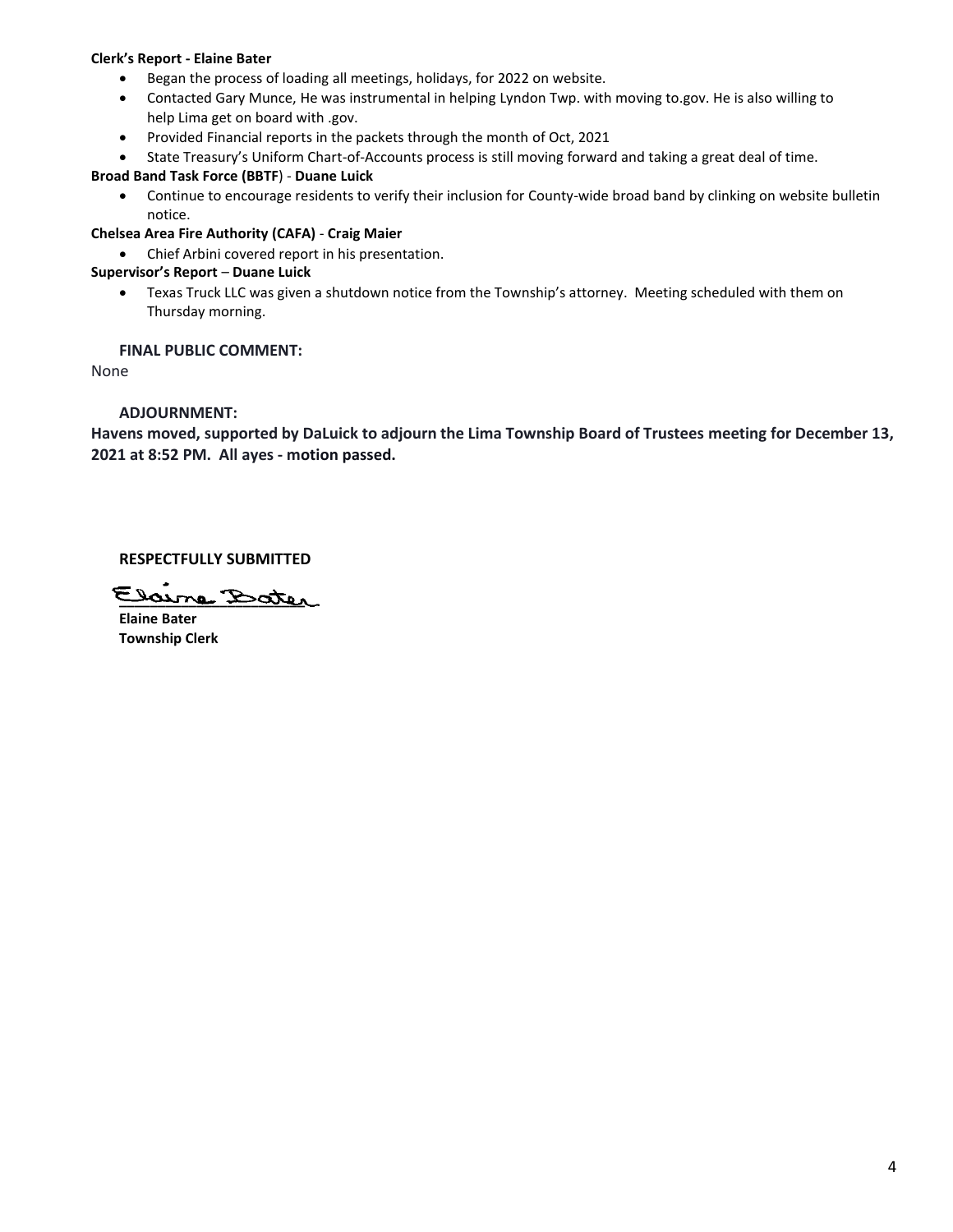**Clerk's Report - Elaine Bater**

- Began the process of loading all meetings, holidays, for 2022 on website.
- Contacted Gary Munce, He was instrumental in helping Lyndon Twp. with moving to.gov. He is also willing to help Lima get on board with .gov.
- Provided Financial reports in the packets through the month of Oct, 2021
- State Treasury's Uniform Chart-of-Accounts process is still moving forward and taking a great deal of time.

**Broad Band Task Force (BBTF) - Duane Luick**

- Continue to encourage residents to verify their inclusion for County-wide broad band by clinking on website bulletin notice.

**Chelsea Area Fire Authority (CAFA) - Craig Maier**

- Chief Arbini covered report in his presentation.

**Supervisor's Report – Duane Luick**

- Texas Truck LLC was given a shutdown notice from the Township's attorney. Meeting scheduled with them on Thursday morning.

**FINAL PUBLIC COMMENT:**

None

**ADJOURNMENT:**

**Havens moved, supported by DaLuick to adjourn the Lima Township Board of Trustees meeting for December 13, 2021 at 8:52 PM. All ayes - motion passed.**

**RESPECTFULLY SUBMITTED**

Elaine Bater

**Elaine Bater**
**Township Clerk**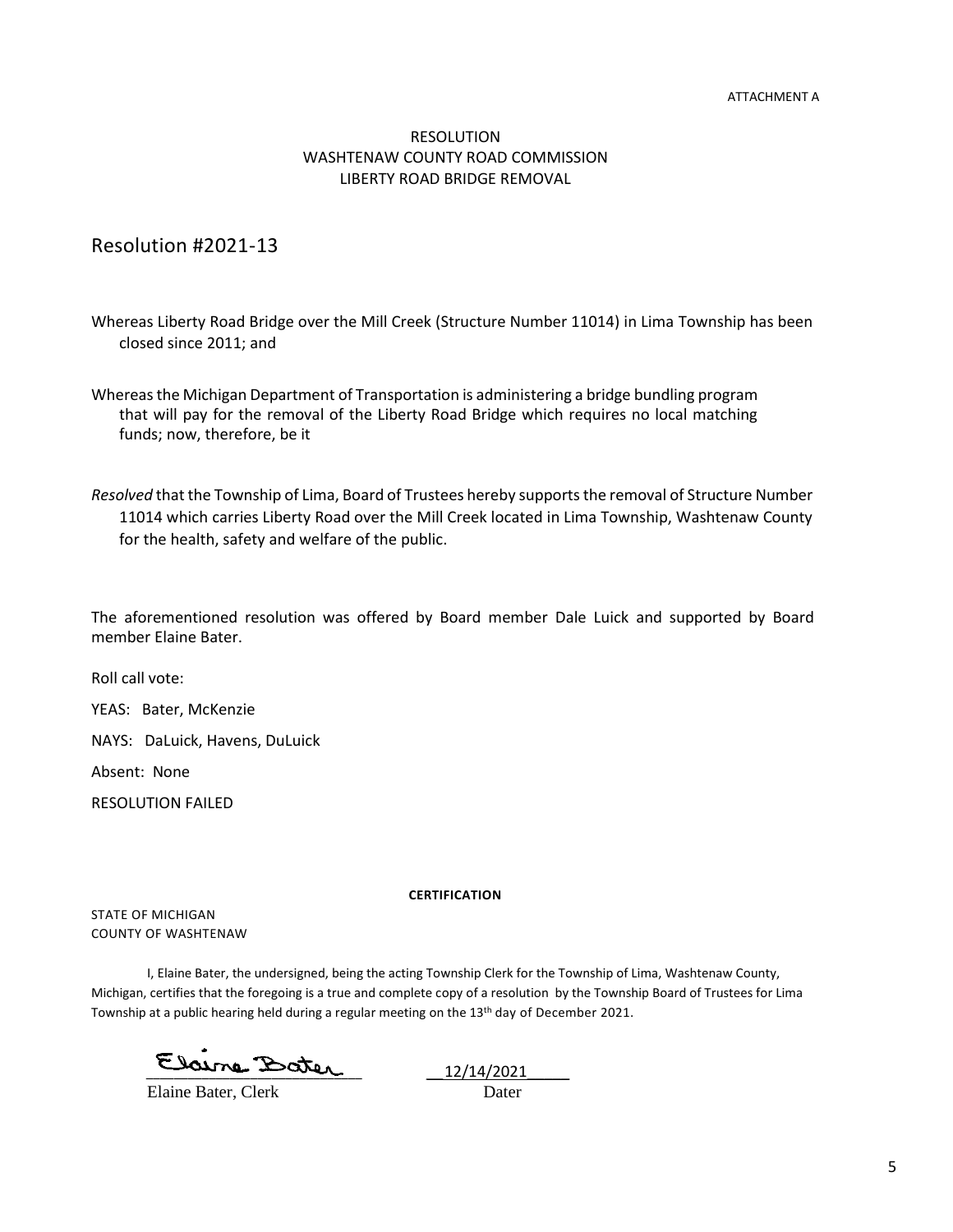ATTACHMENT A

RESOLUTION
WASHTENAW COUNTY ROAD COMMISSION
LIBERTY ROAD BRIDGE REMOVAL

# Resolution #2021-13

Whereas Liberty Road Bridge over the Mill Creek (Structure Number 11014) in Lima Township has been closed since 2011; and

Whereas the Michigan Department of Transportation is administering a bridge bundling program that will pay for the removal of the Liberty Road Bridge which requires no local matching funds; now, therefore, be it

*Resolved* that the Township of Lima, Board of Trustees hereby supports the removal of Structure Number 11014 which carries Liberty Road over the Mill Creek located in Lima Township, Washtenaw County for the health, safety and welfare of the public.

The aforementioned resolution was offered by Board member Dale Luick and supported by Board member Elaine Bater.

Roll call vote:

YEAS: Bater, McKenzie

NAYS: DaLuick, Havens, DuLuick

Absent: None

RESOLUTION FAILED

**CERTIFICATION**

STATE OF MICHIGAN
COUNTY OF WASHTENAW

I, Elaine Bater, the undersigned, being the acting Township Clerk for the Township of Lima, Washtenaw County, Michigan, certifies that the foregoing is a true and complete copy of a resolution by the Township Board of Trustees for Lima Township at a public hearing held during a regular meeting on the 13th day of December 2021.

Elaine Bater (signature) ____________________ &nbsp;&nbsp;&nbsp; __12/14/2021_____

Elaine Bater, Clerk &nbsp;&nbsp;&nbsp; Dater